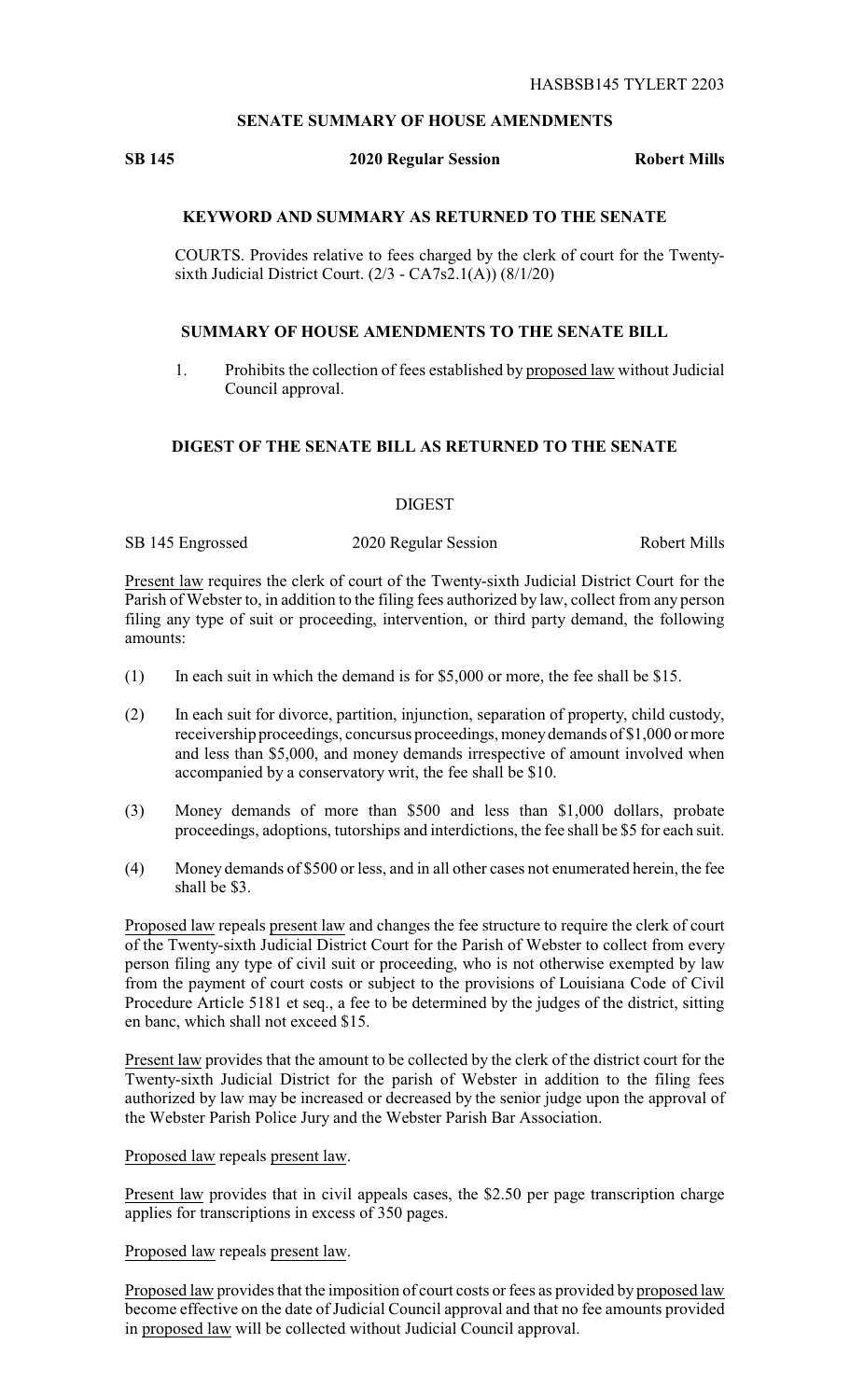HASBSB145 TYLERT 2203

## SENATE SUMMARY OF HOUSE AMENDMENTS

**SB 145** **2020 Regular Session** **Robert Mills**

### KEYWORD AND SUMMARY AS RETURNED TO THE SENATE

COURTS. Provides relative to fees charged by the clerk of court for the Twenty-sixth Judicial District Court. (2/3 - CA7s2.1(A)) (8/1/20)

### SUMMARY OF HOUSE AMENDMENTS TO THE SENATE BILL

1. Prohibits the collection of fees established by proposed law without Judicial Council approval.

### DIGEST OF THE SENATE BILL AS RETURNED TO THE SENATE

DIGEST

SB 145 Engrossed 2020 Regular Session Robert Mills

Present law requires the clerk of court of the Twenty-sixth Judicial District Court for the Parish of Webster to, in addition to the filing fees authorized by law, collect from any person filing any type of suit or proceeding, intervention, or third party demand, the following amounts:

(1) In each suit in which the demand is for $5,000 or more, the fee shall be $15.

(2) In each suit for divorce, partition, injunction, separation of property, child custody, receivership proceedings, concursus proceedings, money demands of $1,000 or more and less than $5,000, and money demands irrespective of amount involved when accompanied by a conservatory writ, the fee shall be $10.

(3) Money demands of more than $500 and less than $1,000 dollars, probate proceedings, adoptions, tutorships and interdictions, the fee shall be $5 for each suit.

(4) Money demands of $500 or less, and in all other cases not enumerated herein, the fee shall be $3.

Proposed law repeals present law and changes the fee structure to require the clerk of court of the Twenty-sixth Judicial District Court for the Parish of Webster to collect from every person filing any type of civil suit or proceeding, who is not otherwise exempted by law from the payment of court costs or subject to the provisions of Louisiana Code of Civil Procedure Article 5181 et seq., a fee to be determined by the judges of the district, sitting en banc, which shall not exceed $15.

Present law provides that the amount to be collected by the clerk of the district court for the Twenty-sixth Judicial District for the parish of Webster in addition to the filing fees authorized by law may be increased or decreased by the senior judge upon the approval of the Webster Parish Police Jury and the Webster Parish Bar Association.

Proposed law repeals present law.

Present law provides that in civil appeals cases, the $2.50 per page transcription charge applies for transcriptions in excess of 350 pages.

Proposed law repeals present law.

Proposed law provides that the imposition of court costs or fees as provided by proposed law become effective on the date of Judicial Council approval and that no fee amounts provided in proposed law will be collected without Judicial Council approval.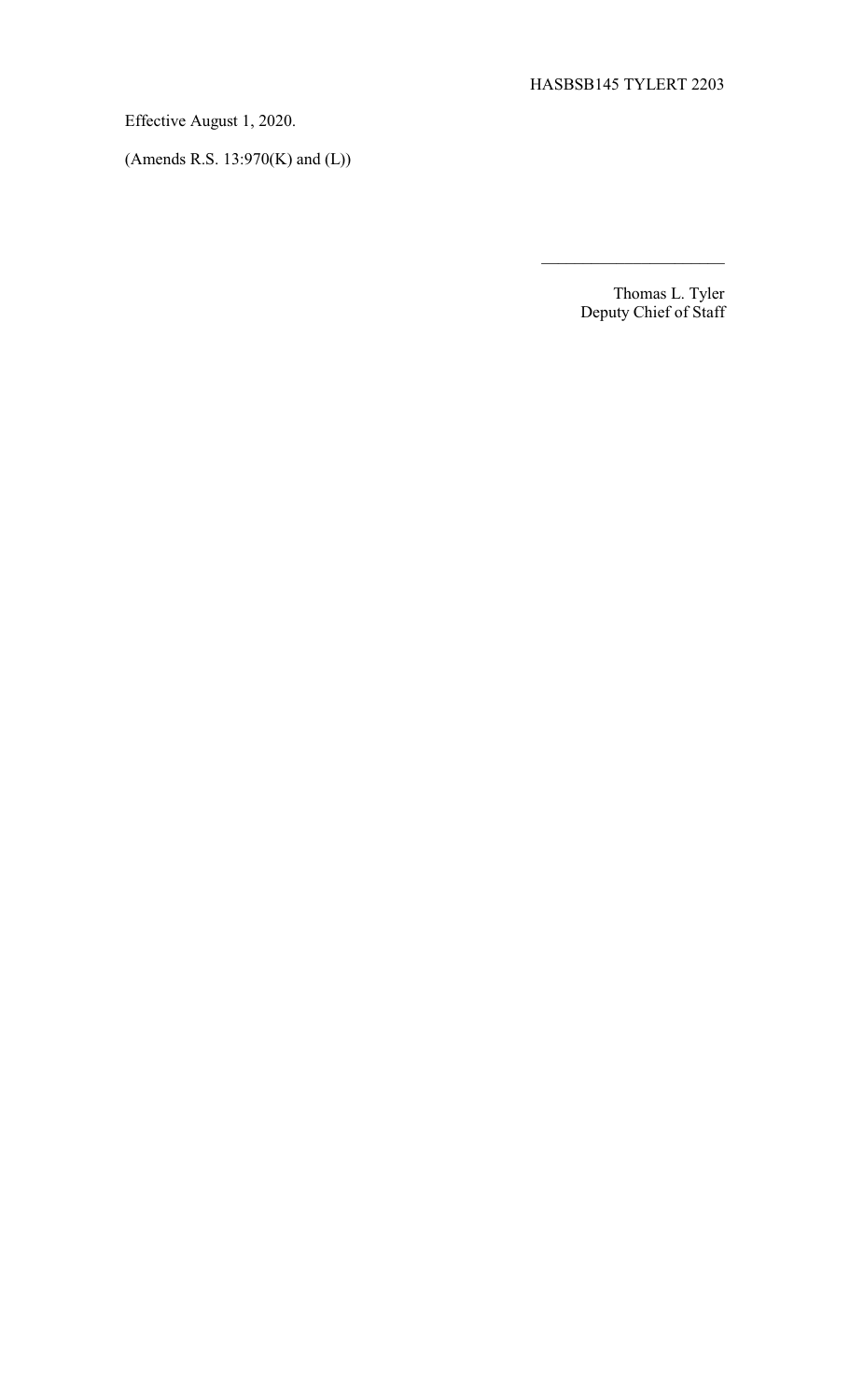Effective August 1, 2020.

(Amends R.S. 13:970(K) and (L))

Thomas L. Tyler
Deputy Chief of Staff